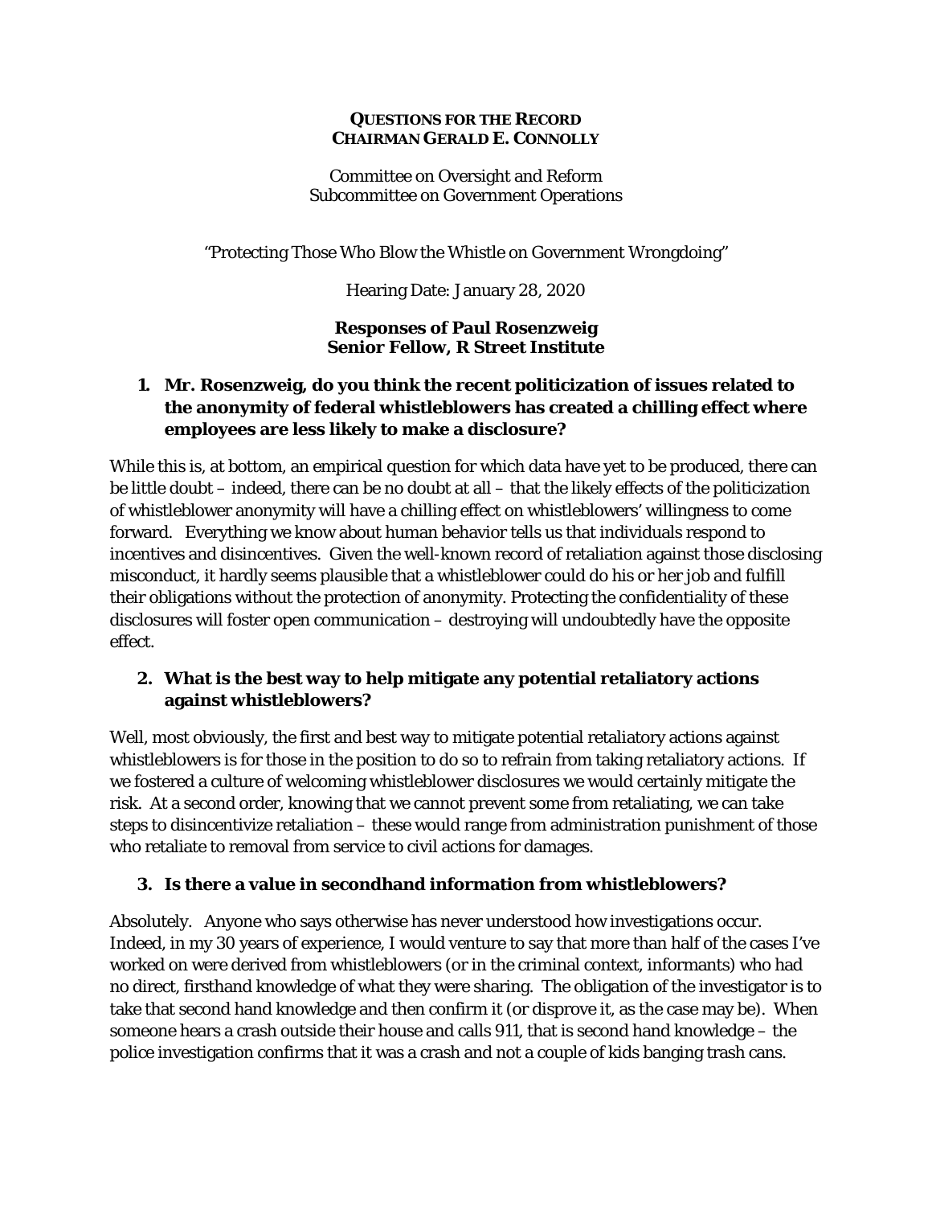**QUESTIONS FOR THE RECORD**
**CHAIRMAN GERALD E. CONNOLLY**

Committee on Oversight and Reform
Subcommittee on Government Operations

"Protecting Those Who Blow the Whistle on Government Wrongdoing"

Hearing Date: January 28, 2020

**Responses of Paul Rosenzweig**
**Senior Fellow, R Street Institute**

1. **Mr. Rosenzweig, do you think the recent politicization of issues related to the anonymity of federal whistleblowers has created a chilling effect where employees are less likely to make a disclosure?**

While this is, at bottom, an empirical question for which data have yet to be produced, there can be little doubt – indeed, there can be no doubt at all – that the likely effects of the politicization of whistleblower anonymity will have a chilling effect on whistleblowers' willingness to come forward. Everything we know about human behavior tells us that individuals respond to incentives and disincentives. Given the well-known record of retaliation against those disclosing misconduct, it hardly seems plausible that a whistleblower could do his or her job and fulfill their obligations without the protection of anonymity. Protecting the confidentiality of these disclosures will foster open communication – destroying will undoubtedly have the opposite effect.

2. **What is the best way to help mitigate any potential retaliatory actions against whistleblowers?**

Well, most obviously, the first and best way to mitigate potential retaliatory actions against whistleblowers is for those in the position to do so to refrain from taking retaliatory actions. If we fostered a culture of welcoming whistleblower disclosures we would certainly mitigate the risk. At a second order, knowing that we cannot prevent some from retaliating, we can take steps to disincentivize retaliation – these would range from administration punishment of those who retaliate to removal from service to civil actions for damages.

3. **Is there a value in secondhand information from whistleblowers?**

Absolutely. Anyone who says otherwise has never understood how investigations occur. Indeed, in my 30 years of experience, I would venture to say that more than half of the cases I've worked on were derived from whistleblowers (or in the criminal context, informants) who had no direct, firsthand knowledge of what they were sharing. The obligation of the investigator is to take that second hand knowledge and then confirm it (or disprove it, as the case may be). When someone hears a crash outside their house and calls 911, that is second hand knowledge – the police investigation confirms that it was a crash and not a couple of kids banging trash cans.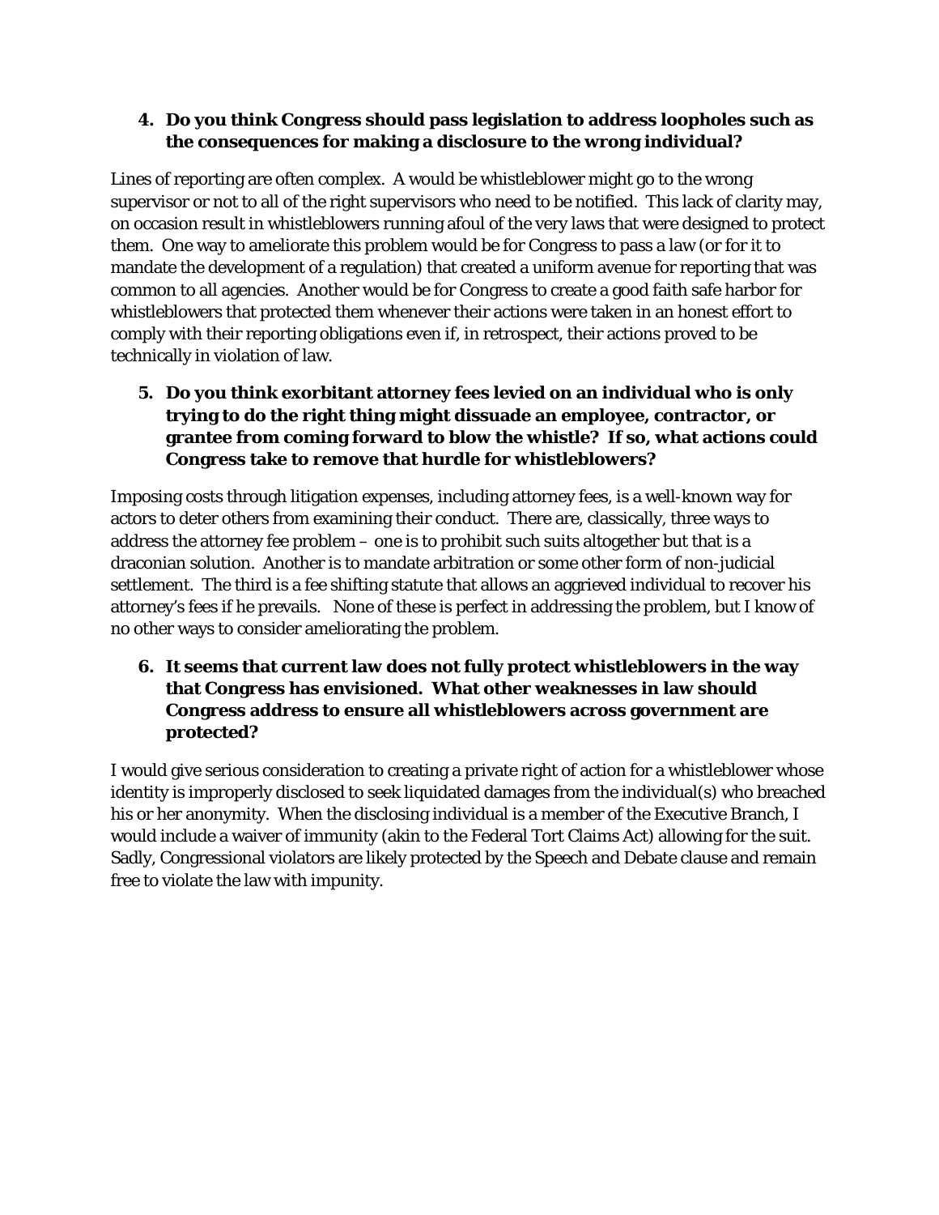**4. Do you think Congress should pass legislation to address loopholes such as the consequences for making a disclosure to the wrong individual?**

Lines of reporting are often complex. A would be whistleblower might go to the wrong supervisor or not to all of the right supervisors who need to be notified. This lack of clarity may, on occasion result in whistleblowers running afoul of the very laws that were designed to protect them. One way to ameliorate this problem would be for Congress to pass a law (or for it to mandate the development of a regulation) that created a uniform avenue for reporting that was common to all agencies. Another would be for Congress to create a good faith safe harbor for whistleblowers that protected them whenever their actions were taken in an honest effort to comply with their reporting obligations even if, in retrospect, their actions proved to be technically in violation of law.

**5. Do you think exorbitant attorney fees levied on an individual who is only trying to do the right thing might dissuade an employee, contractor, or grantee from coming forward to blow the whistle? If so, what actions could Congress take to remove that hurdle for whistleblowers?**

Imposing costs through litigation expenses, including attorney fees, is a well-known way for actors to deter others from examining their conduct. There are, classically, three ways to address the attorney fee problem – one is to prohibit such suits altogether but that is a draconian solution. Another is to mandate arbitration or some other form of non-judicial settlement. The third is a fee shifting statute that allows an aggrieved individual to recover his attorney's fees if he prevails. None of these is perfect in addressing the problem, but I know of no other ways to consider ameliorating the problem.

**6. It seems that current law does not fully protect whistleblowers in the way that Congress has envisioned. What other weaknesses in law should Congress address to ensure all whistleblowers across government are protected?**

I would give serious consideration to creating a private right of action for a whistleblower whose identity is improperly disclosed to seek liquidated damages from the individual(s) who breached his or her anonymity. When the disclosing individual is a member of the Executive Branch, I would include a waiver of immunity (akin to the Federal Tort Claims Act) allowing for the suit. Sadly, Congressional violators are likely protected by the Speech and Debate clause and remain free to violate the law with impunity.